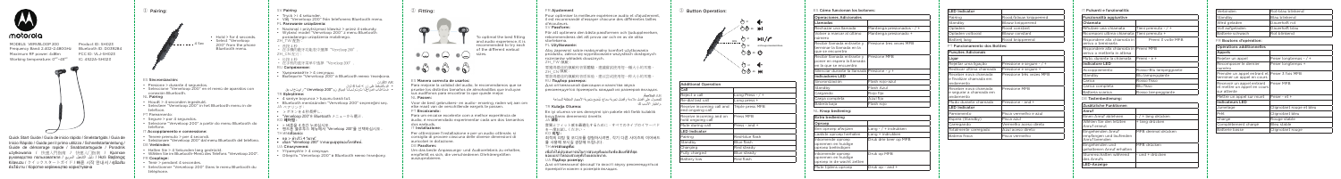motorola

MODEL: VERVEBUDS 100 / VERVELOOP 200

Frequency Band: 2.402~2.480GHz

Maximum RF power: 4dBm

Working temperature: 0°C~45°C

Product ID: SH033

Bluetooth ID: D039284

FCC ID: VL3-SH033

IC: 6522A-SH033

Quick Start Guide / Guía de inicio rápido / Snelstartgids / Guia de início Rápido / Guida per il primo utilizzo / Schnellstartanleitung / Guide de démarrage rapide / Snabbstartguide / Przewodnik Szybkiego Startu / Краткое руководство

## ① Pairing:

- Hold > for 4 seconds
- Select "Verveloop 200" from the phone Bluetooth menu.

## ② Fitting:

To optimal the best fitting and audio experience it is recommended to try each of the different earbud sizes.

## ③ Button Operation:

## ES Sincronización:

- Presione > durante 4 segundos.
- Seleccione "Verveloop 200" en el menú de ajustes de Bluetooth.

## NL Pairing:

- Houdt > 4 seconden ingedrukt.
- Selecteer "Verveloop 200" in het Bluetooth menu in de telefoon.

## PT Pareamento:

- Segure > por 4 segundos.
- Selecione "Verveloop 200" a partir do menu Bluetooth do telefone.

## IT Accoppiamento e connessione:

- Tenere premuto > per 4 secondi.
- Selezionare "Verveloop 200" dal menu Bluetooth del telefono.

## DE Verbinden:

- Halten Sie > 4 Sekunden lang gedrückt.
- Wählen Sie im Bluetooth-Menü des Telefons "Verveloop 200".

## FR Couplage:

- Tenir > pendant 4 secondes.
- Sélectionnez "Verveloop 200" Dans le menu Bluetooth du téléphone.

## SV Parning:

- Tryck > i 4 sekunder.
- Välj "Verveloop 200" från telefonens Bluetooth meny.

## PL Parowanie urządzenia:

- Naciśnij i przytrzymaj klawisz > przez 4 sekundy.
- Wybierz model "Verveloop 200" z menu Bluetooth, połączonego urządzenia mobilnego.

## ZH_TW 配對:

- 按住 > 4 秒
- 從手機的藍牙功能選單中選擇 "Verveloop 200"

## ZH_CN 配对:

- 按住 > 4 秒
- 从手机的蓝牙菜单中选择 "Verveloop 200"

## RU Сопряжение:

- Удерживайте > 4 секунды.
- Выберите "Verveloop 200" в Bluetooth меню телефона.

## AR الاقتران:

- اضغط مع الاستمرار على > لمدة 4 ثوانٍ
- حدد "Verveloop 200" من قائمة البلوتوث في الهاتف

## JA ペアリング:

- 4 秒間 > を押し続けます。
- 電話の Bluetooth メニューから "Verveloop 200" を選択します。

## KO 페어링:

- 4초 동안 >를 길게 누릅니다.
- 휴대폰 블루투스 메뉴에서 "Verveloop 200"을 선택합니다.

## TH การจับคู่:

- กด > ค้างไว้ 4 วินาที
- เลือก "Verveloop 200" จากเมนูบลูทูธในโทรศัพท์

## UK Сполучення:

- Утримуйте > 4 секунди.
- Виберіть "Verveloop 200" в Bluetooth меню телефону.

## ES Manera correcta de ajuste:

Para mejorar la calidad del audio, le recomendamos que se pruebe los distintos tamaños de almohadillas que incluye sus audífonos para encontrar la que quede mejor.

## NL Passen:

Voor de best gebruikers- en audio- ervaring, raden wij aan om elke maat van de verschillende oordopjes te passen.

## PT Encaixando:

Para um encaixe excelente com a melhor experiência de áudio, é recomendado experimentar cada um dos tamanhos diferentes.

## IT Installazione:

Per ottimizzare l'installazione e per un audio ottimale, si consiglia di provare ciascuna delle diverse dimensioni di auricolari in dotazione.

## DE Passform:

Um die beste Anpassungs- und Audioerlebnis zu erhalten, empfiehlt es sich, die verschiedenen Ohrhörergrößen auszuprobieren.

## FR Ajustement:

Pour optimiser la meilleure expérience audio et d'ajustement, il est recommandé d'essayer chacune des différentes tailles d'écouteurs.

## SV Passform:

För att optimera den bästa passformen och ljudupplevelsen, rekommenderas det att prova var och en av de olika storlekarna.

## PL Użytkowanie:

Aby zapewnić sobie najwyższy komfort użytkowania i przeżycia dźwiękowe, przetestuj wszystkie dostępne rozmiary słuchawek dousznych.

## ZH_TW 配戴:

建議嘗試各種尺寸的耳塞套，選擇最適合自己的尺寸，以獲得最佳配戴及音訊體驗。

## ZH_CN 佩戴:

建议尝试各种尺寸的耳塞，选择最适合自己的尺寸，以获得最佳佩戴和音频体验。

## RU Подбор амбушюр:

Для оптимальной фиксации и качества звука рекомендуется попробовать каждый из размеров амбушюр.

## AR التركيب:

للحصول على أفضل تركيب وتجربة صوتية، يُنصح بتجربة كل من أحجام سماعات الأذن المختلفة.

## JA 装着:

最適なフィット感とオーディオ体験を得るために、すべてのサイズのイヤーチップを試すことをお勧めします。

## KO 착용:

최적의 착용감과 오디오 경험을 위해 다양한 크기의 이어버드를 각각 착용해 보시기 바랍니다.

## TH การสวมใส่:

เพื่อการสวมใส่และประสบการณ์เสียงที่ดีที่สุด แนะนำให้ลองหูฟังแต่ละขนาด

## UK Підбір амбушюр:

Для оптимальної фіксації та якості звуку рекомендується спробувати кожен з розмірів амбушюр.

| Additional Operation | |
|---|---|
| **Call** | |
| Reject a call | Long Press - + |
| Re-dial last call | Long press + |
| Receive incoming call and end ongoing call | Triple press MFB |
| Receive incoming and on hold ongoing call | Press MFB |
| Mute during call | Press - and + |
| **LED Indicator** | |
| Pairing | Flash Red-blue |
| Standby | Flash Blue |
| Charging | Flash Red |
| Fully charged | Blue steady |
| Battery low | Flash red |

## ES Cómo funcionan los botones:

| **Operaciones Adicionales** | |
|---|---|
| **Llamadas** | |
| Rechazar una llamada | Mantenga presionado - / + |
| Volver a marcar el último número | Mantenga presionado + |
| Recibir llamada entrante y terminar llamada en curso | Presione tres veces MFB |
| Recibir llamada entrante y poner en espera la llamada en curso | Presione MFB |
| Silenciar durante la llamada | Presione - y + |
| **Indicadores LED** | |
| Sincronización | Rojo / azul |
| Standby | Flash Azul |
| Cargando | Rojo fijo |
| Carga completa | Azul fijo |
| Batería baja | Flash rojo |

## NL Bijkomende Operaties

| **Extra bediening** | |
|---|---|
| **Oproep** | |
| Een oproep afwijzen | Lang - / + indrukken |
| Laatste oproep opnieuw | Lang + indrukken |
| Inkomende oproep ontvangen en huidige oproep beëindigen | Druk drie keer op MFB |
| Inkomende oproep ontvangen en huidige oproep in de wacht zetten | Druk op MFB |
| Mute tijdens oproep | Druk op - en + |
| **LED-indicator** | |
| Koppelen | Rood-blauw knipperend |
| Stand-by | Blauw knipperend |
| Opladen | Rood knipperend |
| Volledig opgeladen | Blauw continu |
| Batterij bijna leeg | Rood knipperend |

| **LED Indicator** | |
|---|---|
| Pairing | Flash Red-blue |
| Standby | Flash Blue |
| Charging | Flash Red |
| Fully charged | Blue steady |
| Battery low | Flash red |

## PT Funcionamento dos Botões:

| **Funções Adicionais** | |
|---|---|
| **Chamar** | |
| Rejeitar uma ligação | Pressione e segure - / + |
| Rediscar a última chamada | Pressione e segure + |
| Receber chamadas de entrada e finalizar chamadas em andamento | Pressione três vezes MFB |
| Receber novas chamadas e segurar a chamada em andamento | Pressione MFB |
| Mudo durante chamada | Pressione - and + |
| **Indicador LED** | |
| Pareamento | Pisca vermelho e azul |
| Standby | Pisca azul |
| Carregando | Pisca vermelho |
| Carga completa | Azul sempre |
| Bateria fraca | Pisca vermelho |

## IT Pulsanti e funzionalità

| **Funzionalità aggiuntive** | |
|---|---|
| **Chiamata** | |
| Rifiutare una chiamata | Tieni premuto - / + |
| Richiamare ultimo chiamante | Tieni premuto + |
| Rispondere alla chiamata in arrivo e terminare quella in corso | Premi 3 volte MFB |
| Rispondere alla chiamata in arrivo e mettere in attesa quella in corso | Premi MFB |
| Mute durante la chiamata | Premi - e + |
| **Indicatore LED** | |
| Accoppiamento | Rosso/blu lampeggiante |
| Standby | Blu lampeggiante |
| Carica | Rosso lampeggiante |
| Carica completa | Blu fisso |
| Batteria scarica | Rosso lampeggiante |

## DE Zusätzliche Funktionen

| **Zusätzliche Funktionen** | |
|---|---|
| **Anruf** | |
| Einen Anruf ablehnen | - / + lang drücken |
| Wählen Sie den letzten Anruf erneut | + lang drücken |
| Eingehenden Anruf empfangen und den laufenden Anruf beenden | MFB dreimal drücken |
| Eingehenden Anruf empfangen und den laufenden Anruf halten | MFB drücken |
| Stummschaltung während des Anrufs | - und + drücken |
| **LED-Anzeige** | |

| | |
|---|---|
| Verbinden | Rot-blau blinkend |
| Standby | Blau blinkend |
| Wird geladen | Dauerhaft rot |
| Voll aufgeladen | Dauerhaft blau |
| Batterie schwach | Rot blinkend |

## SV Knappar och funktioner

| **Ytterligare funktioner** | |
|---|---|
| **Samtal** | |
| Avvisa ett samtal | Tryck länge på - / + |
| Återuppringning av det senaste samtalet | Tryck länge på + |
| Besvara ett inkommande samtal och avsluta pågående samtal | Tryck tre gånger på MFB |
| Besvara ett inkommande samtal och parkera pågående samtal | Tryck på MFB |
| Ljud av under samtal | Tryck - och + |
| **LED-indikator** | |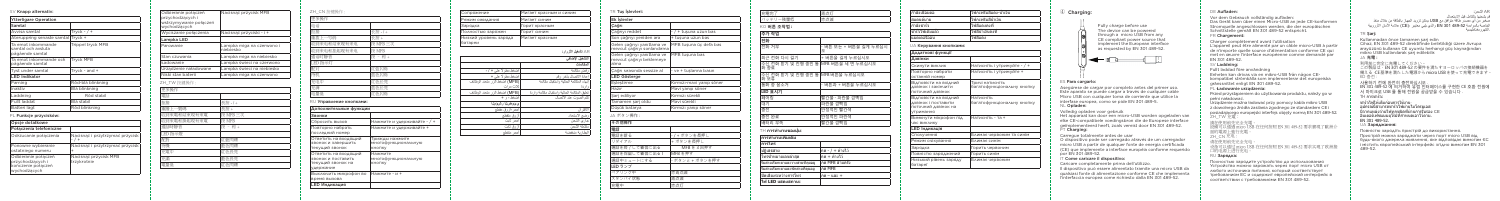## SV Knapp-alternativ

| | |
|---|---|
| **Samtal** | |
| Avvisa samtal | Tryck – / + |
| Återuppta senaste samtal | Tryck + |
| Tyst under samtal | Tryck + and – |
| **LED-indikator** | |
| Laddning | |
| Fullt laddat | |
| Avstängt | |

## PL Funkcje przycisków

| | |
|---|---|
| **Połączenia telefoniczne** | |

## ZH_CN 按键操作

## AR

## RU Управление кнопками

| | |
|---|---|
| **Телефонные вызовы** | |
| **LED-Индикация** | |

## TR Tuş İşlevleri

| | |
|---|---|
| **Çağrı** | |
| **LED Gösterge** | |

## UK Функції кнопок

| | |
|---|---|
| **Телефонні дзвінки** | |
| **LED Індикація** | |

## ⑤ Charging:

Fully charged before use
The device can be powered through a micro USB from any CE compliant power source that implement the European interface as required by EN 301 489-34.

**DE Aufladen:**

**EN Charging:**

**ES Para cargarlo:**

**FR Chargement:**

**IT Per caricarlo:**

**NL Opladen:**

**PL Ładowanie urządzenia**

**PT Carregamento:**

**RU Зарядка:**

**SV Laddning:**

**TR Şarj:**

**UK Зарядка:**